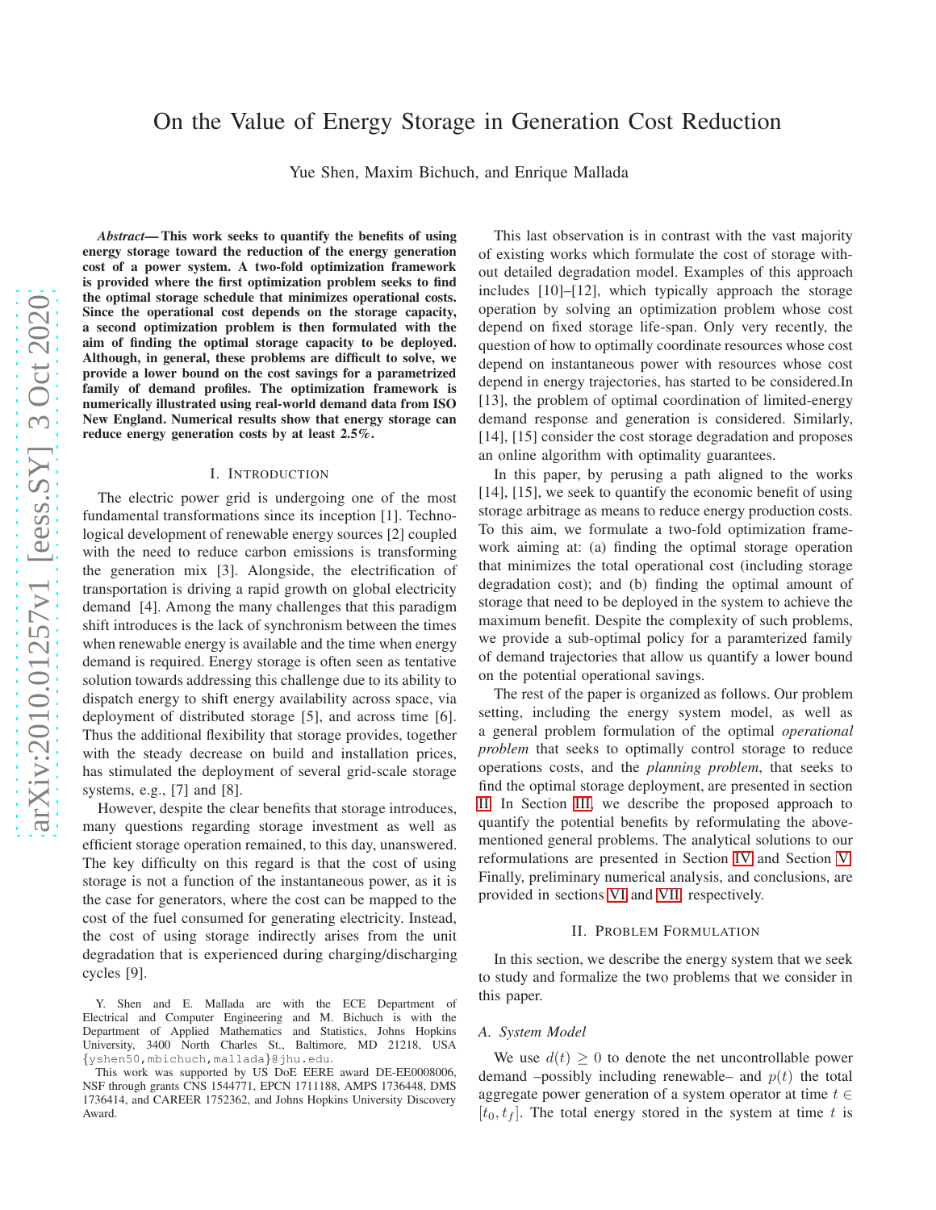# On the Value of Energy Storage in Generation Cost Reduction

Yue Shen, Maxim Bichuch, and Enrique Mallada

***Abstract*— This work seeks to quantify the benefits of using energy storage toward the reduction of the energy generation cost of a power system. A two-fold optimization framework is provided where the first optimization problem seeks to find the optimal storage schedule that minimizes operational costs. Since the operational cost depends on the storage capacity, a second optimization problem is then formulated with the aim of finding the optimal storage capacity to be deployed. Although, in general, these problems are difficult to solve, we provide a lower bound on the cost savings for a parametrized family of demand profiles. The optimization framework is numerically illustrated using real-world demand data from ISO New England. Numerical results show that energy storage can reduce energy generation costs by at least 2.5%.**

## I. Introduction

The electric power grid is undergoing one of the most fundamental transformations since its inception [1]. Technological development of renewable energy sources [2] coupled with the need to reduce carbon emissions is transforming the generation mix [3]. Alongside, the electrification of transportation is driving a rapid growth on global electricity demand [4]. Among the many challenges that this paradigm shift introduces is the lack of synchronism between the times when renewable energy is available and the time when energy demand is required. Energy storage is often seen as tentative solution towards addressing this challenge due to its ability to dispatch energy to shift energy availability across space, via deployment of distributed storage [5], and across time [6]. Thus the additional flexibility that storage provides, together with the steady decrease on build and installation prices, has stimulated the deployment of several grid-scale storage systems, e.g., [7] and [8].

However, despite the clear benefits that storage introduces, many questions regarding storage investment as well as efficient storage operation remained, to this day, unanswered. The key difficulty on this regard is that the cost of using storage is not a function of the instantaneous power, as it is the case for generators, where the cost can be mapped to the cost of the fuel consumed for generating electricity. Instead, the cost of using storage indirectly arises from the unit degradation that is experienced during charging/discharging cycles [9].

Y. Shen and E. Mallada are with the ECE Department of Electrical and Computer Engineering and M. Bichuch is with the Department of Applied Mathematics and Statistics, Johns Hopkins University, 3400 North Charles St., Baltimore, MD 21218, USA {yshen50,mbichuch,mallada}@jhu.edu.

This work was supported by US DoE EERE award DE-EE0008006, NSF through grants CNS 1544771, EPCN 1711188, AMPS 1736448, DMS 1736414, and CAREER 1752362, and Johns Hopkins University Discovery Award.

This last observation is in contrast with the vast majority of existing works which formulate the cost of storage without detailed degradation model. Examples of this approach includes [10]–[12], which typically approach the storage operation by solving an optimization problem whose cost depend on fixed storage life-span. Only very recently, the question of how to optimally coordinate resources whose cost depend on instantaneous power with resources whose cost depend in energy trajectories, has started to be considered.In [13], the problem of optimal coordination of limited-energy demand response and generation is considered. Similarly, [14], [15] consider the cost storage degradation and proposes an online algorithm with optimality guarantees.

In this paper, by perusing a path aligned to the works [14], [15], we seek to quantify the economic benefit of using storage arbitrage as means to reduce energy production costs. To this aim, we formulate a two-fold optimization framework aiming at: (a) finding the optimal storage operation that minimizes the total operational cost (including storage degradation cost); and (b) finding the optimal amount of storage that need to be deployed in the system to achieve the maximum benefit. Despite the complexity of such problems, we provide a sub-optimal policy for a paramterized family of demand trajectories that allow us quantify a lower bound on the potential operational savings.

The rest of the paper is organized as follows. Our problem setting, including the energy system model, as well as a general problem formulation of the optimal *operational problem* that seeks to optimally control storage to reduce operations costs, and the *planning problem*, that seeks to find the optimal storage deployment, are presented in section II. In Section III, we describe the proposed approach to quantify the potential benefits by reformulating the above-mentioned general problems. The analytical solutions to our reformulations are presented in Section IV and Section V. Finally, preliminary numerical analysis, and conclusions, are provided in sections VI and VII, respectively.

## II. Problem Formulation

In this section, we describe the energy system that we seek to study and formalize the two problems that we consider in this paper.

### A. System Model

We use $d(t) \geq 0$ to denote the net uncontrollable power demand –possibly including renewable– and $p(t)$ the total aggregate power generation of a system operator at time $t \in [t_0, t_f]$. The total energy stored in the system at time $t$ is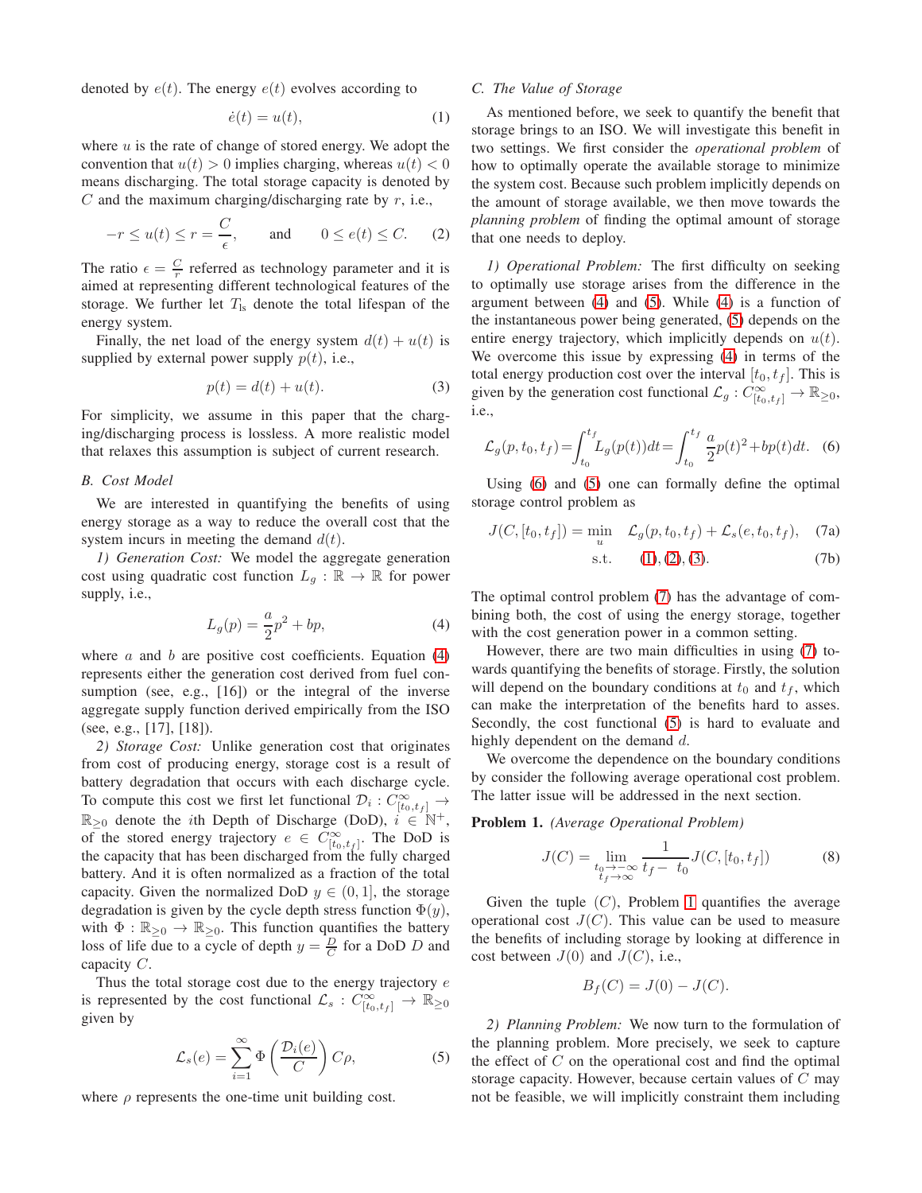denoted by $e(t)$. The energy $e(t)$ evolves according to

$$\dot{e}(t) = u(t), \tag{1}$$

where $u$ is the rate of change of stored energy. We adopt the convention that $u(t) > 0$ implies charging, whereas $u(t) < 0$ means discharging. The total storage capacity is denoted by $C$ and the maximum charging/discharging rate by $r$, i.e.,

$$-r \leq u(t) \leq r = \frac{C}{\epsilon}, \qquad \text{and} \qquad 0 \leq e(t) \leq C. \tag{2}$$

The ratio $\epsilon = \frac{C}{r}$ referred as technology parameter and it is aimed at representing different technological features of the storage. We further let $T_{\text{ls}}$ denote the total lifespan of the energy system.

Finally, the net load of the energy system $d(t) + u(t)$ is supplied by external power supply $p(t)$, i.e.,

$$p(t) = d(t) + u(t). \tag{3}$$

For simplicity, we assume in this paper that the charging/discharging process is lossless. A more realistic model that relaxes this assumption is subject of current research.

### B. Cost Model

We are interested in quantifying the benefits of using energy storage as a way to reduce the overall cost that the system incurs in meeting the demand $d(t)$.

*1) Generation Cost:* We model the aggregate generation cost using quadratic cost function $L_g : \mathbb{R} \to \mathbb{R}$ for power supply, i.e.,

$$L_g(p) = \frac{a}{2}p^2 + bp, \tag{4}$$

where $a$ and $b$ are positive cost coefficients. Equation (4) represents either the generation cost derived from fuel consumption (see, e.g., [16]) or the integral of the inverse aggregate supply function derived empirically from the ISO (see, e.g., [17], [18]).

*2) Storage Cost:* Unlike generation cost that originates from cost of producing energy, storage cost is a result of battery degradation that occurs with each discharge cycle. To compute this cost we first let functional $\mathcal{D}_i : C^{\infty}_{[t_0,t_f]} \to \mathbb{R}_{\geq 0}$ denote the $i$th Depth of Discharge (DoD), $i \in \mathbb{N}^+$, of the stored energy trajectory $e \in C^{\infty}_{[t_0,t_f]}$. The DoD is the capacity that has been discharged from the fully charged battery. And it is often normalized as a fraction of the total capacity. Given the normalized DoD $y \in (0, 1]$, the storage degradation is given by the cycle depth stress function $\Phi(y)$, with $\Phi : \mathbb{R}_{\geq 0} \to \mathbb{R}_{\geq 0}$. This function quantifies the battery loss of life due to a cycle of depth $y = \frac{D}{C}$ for a DoD $D$ and capacity $C$.

Thus the total storage cost due to the energy trajectory $e$ is represented by the cost functional $\mathcal{L}_s : C^{\infty}_{[t_0,t_f]} \to \mathbb{R}_{\geq 0}$ given by

$$\mathcal{L}_s(e) = \sum_{i=1}^{\infty} \Phi\left(\frac{\mathcal{D}_i(e)}{C}\right) C\rho, \tag{5}$$

where $\rho$ represents the one-time unit building cost.

### C. The Value of Storage

As mentioned before, we seek to quantify the benefit that storage brings to an ISO. We will investigate this benefit in two settings. We first consider the *operational problem* of how to optimally operate the available storage to minimize the system cost. Because such problem implicitly depends on the amount of storage available, we then move towards the *planning problem* of finding the optimal amount of storage that one needs to deploy.

*1) Operational Problem:* The first difficulty on seeking to optimally use storage arises from the difference in the argument between (4) and (5). While (4) is a function of the instantaneous power being generated, (5) depends on the entire energy trajectory, which implicitly depends on $u(t)$. We overcome this issue by expressing (4) in terms of the total energy production cost over the interval $[t_0, t_f]$. This is given by the generation cost functional $\mathcal{L}_g : C^{\infty}_{[t_0,t_f]} \to \mathbb{R}_{\geq 0}$, i.e.,

$$\mathcal{L}_g(p, t_0, t_f) = \int_{t_0}^{t_f} L_g(p(t))dt = \int_{t_0}^{t_f} \frac{a}{2}p(t)^2 + bp(t)dt. \tag{6}$$

Using (6) and (5) one can formally define the optimal storage control problem as

$$J(C, [t_0, t_f]) = \min_{u} \quad \mathcal{L}_g(p, t_0, t_f) + \mathcal{L}_s(e, t_0, t_f), \tag{7a}$$

$$\text{s.t.} \qquad (1), (2), (3). \tag{7b}$$

The optimal control problem (7) has the advantage of combining both, the cost of using the energy storage, together with the cost generation power in a common setting.

However, there are two main difficulties in using (7) towards quantifying the benefits of storage. Firstly, the solution will depend on the boundary conditions at $t_0$ and $t_f$, which can make the interpretation of the benefits hard to asses. Secondly, the cost functional (5) is hard to evaluate and highly dependent on the demand $d$.

We overcome the dependence on the boundary conditions by consider the following average operational cost problem. The latter issue will be addressed in the next section.

**Problem 1.** *(Average Operational Problem)*

$$J(C) = \lim_{\substack{t_0 \to -\infty \\ t_f \to \infty}} \frac{1}{t_f - t_0} J(C, [t_0, t_f]) \tag{8}$$

Given the tuple $(C)$, Problem 1 quantifies the average operational cost $J(C)$. This value can be used to measure the benefits of including storage by looking at difference in cost between $J(0)$ and $J(C)$, i.e.,

$$B_f(C) = J(0) - J(C).$$

*2) Planning Problem:* We now turn to the formulation of the planning problem. More precisely, we seek to capture the effect of $C$ on the operational cost and find the optimal storage capacity. However, because certain values of $C$ may not be feasible, we will implicitly constraint them including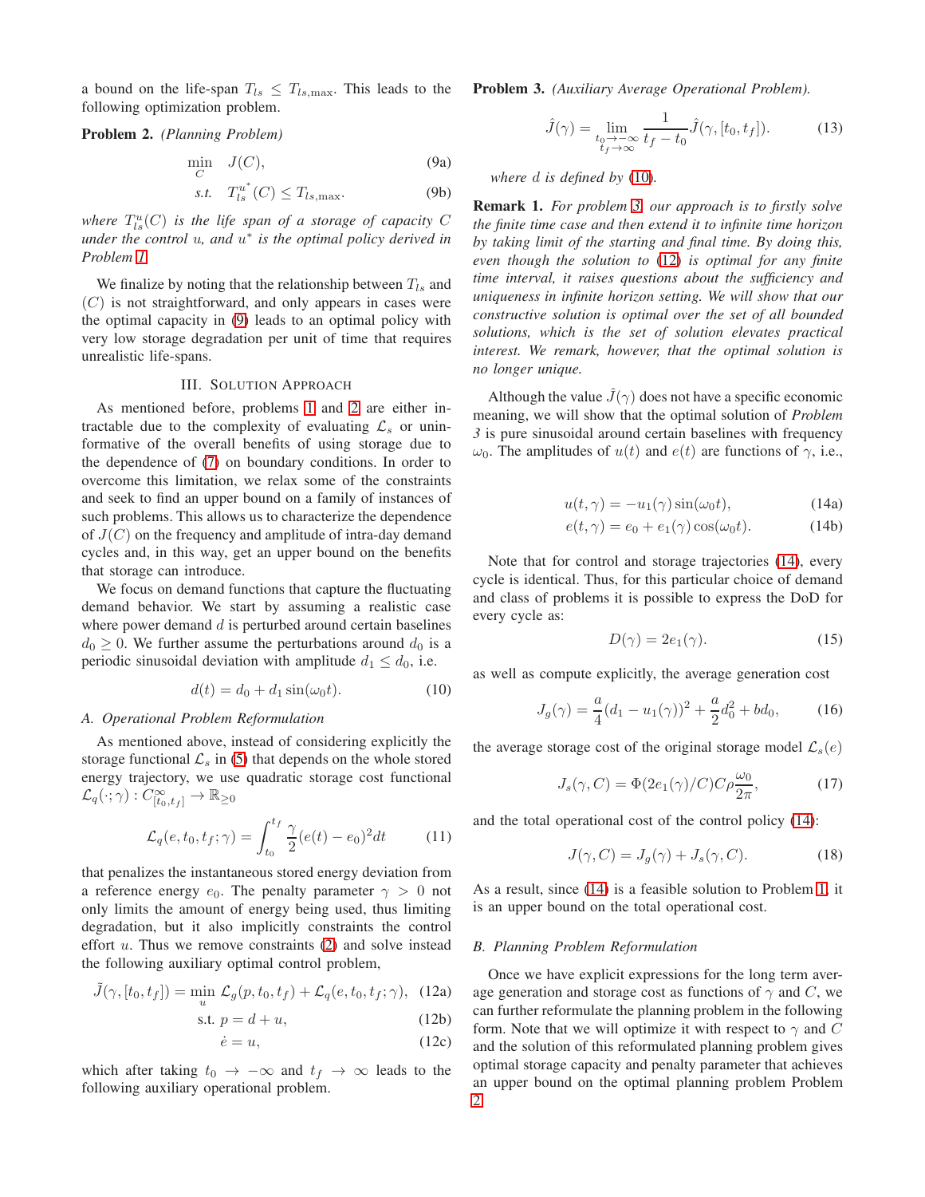a bound on the life-span $T_{ls} \leq T_{ls,\max}$. This leads to the following optimization problem.

**Problem 2.** *(Planning Problem)*

$$\min_{C} \quad J(C), \tag{9a}$$

$$\text{s.t.} \quad T_{ls}^{u^*}(C) \leq T_{ls,\max}. \tag{9b}$$

*where $T_{ls}^{u}(C)$ is the life span of a storage of capacity $C$ under the control $u$, and $u^*$ is the optimal policy derived in Problem 1.*

We finalize by noting that the relationship between $T_{ls}$ and $(C)$ is not straightforward, and only appears in cases were the optimal capacity in (9) leads to an optimal policy with very low storage degradation per unit of time that requires unrealistic life-spans.

## III. Solution Approach

As mentioned before, problems 1 and 2 are either intractable due to the complexity of evaluating $\mathcal{L}_s$ or uninformative of the overall benefits of using storage due to the dependence of (7) on boundary conditions. In order to overcome this limitation, we relax some of the constraints and seek to find an upper bound on a family of instances of such problems. This allows us to characterize the dependence of $J(C)$ on the frequency and amplitude of intra-day demand cycles and, in this way, get an upper bound on the benefits that storage can introduce.

We focus on demand functions that capture the fluctuating demand behavior. We start by assuming a realistic case where power demand $d$ is perturbed around certain baselines $d_0 \geq 0$. We further assume the perturbations around $d_0$ is a periodic sinusoidal deviation with amplitude $d_1 \leq d_0$, i.e.

$$d(t) = d_0 + d_1 \sin(\omega_0 t). \tag{10}$$

### A. Operational Problem Reformulation

As mentioned above, instead of considering explicitly the storage functional $\mathcal{L}_s$ in (5) that depends on the whole stored energy trajectory, we use quadratic storage cost functional $\mathcal{L}_q(\cdot;\gamma) : C^{\infty}_{[t_0,t_f]} \to \mathbb{R}_{\geq 0}$

$$\mathcal{L}_q(e, t_0, t_f; \gamma) = \int_{t_0}^{t_f} \frac{\gamma}{2}(e(t) - e_0)^2 dt \tag{11}$$

that penalizes the instantaneous stored energy deviation from a reference energy $e_0$. The penalty parameter $\gamma > 0$ not only limits the amount of energy being used, thus limiting degradation, but it also implicitly constraints the control effort $u$. Thus we remove constraints (2) and solve instead the following auxiliary optimal control problem,

$$\tilde{J}(\gamma, [t_0, t_f]) = \min_{u} \mathcal{L}_g(p, t_0, t_f) + \mathcal{L}_q(e, t_0, t_f; \gamma), \tag{12a}$$

$$\text{s.t. } p = d + u, \tag{12b}$$

$$\dot{e} = u, \tag{12c}$$

which after taking $t_0 \to -\infty$ and $t_f \to \infty$ leads to the following auxiliary operational problem.

**Problem 3.** *(Auxiliary Average Operational Problem).*

$$\hat{J}(\gamma) = \lim_{\substack{t_0 \to -\infty \\ t_f \to \infty}} \frac{1}{t_f - t_0} \tilde{J}(\gamma, [t_0, t_f]). \tag{13}$$

*where $d$ is defined by (10).*

**Remark 1.** *For problem 3, our approach is to firstly solve the finite time case and then extend it to infinite time horizon by taking limit of the starting and final time. By doing this, even though the solution to (12) is optimal for any finite time interval, it raises questions about the sufficiency and uniqueness in infinite horizon setting. We will show that our constructive solution is optimal over the set of all bounded solutions, which is the set of solution elevates practical interest. We remark, however, that the optimal solution is no longer unique.*

Although the value $\hat{J}(\gamma)$ does not have a specific economic meaning, we will show that the optimal solution of *Problem 3* is pure sinusoidal around certain baselines with frequency $\omega_0$. The amplitudes of $u(t)$ and $e(t)$ are functions of $\gamma$, i.e.,

$$u(t, \gamma) = -u_1(\gamma) \sin(\omega_0 t), \tag{14a}$$

$$e(t, \gamma) = e_0 + e_1(\gamma) \cos(\omega_0 t). \tag{14b}$$

Note that for control and storage trajectories (14), every cycle is identical. Thus, for this particular choice of demand and class of problems it is possible to express the DoD for every cycle as:

$$D(\gamma) = 2e_1(\gamma). \tag{15}$$

as well as compute explicitly, the average generation cost

$$J_g(\gamma) = \frac{a}{4}(d_1 - u_1(\gamma))^2 + \frac{a}{2}d_0^2 + bd_0, \tag{16}$$

the average storage cost of the original storage model $\mathcal{L}_s(e)$

$$J_s(\gamma, C) = \Phi(2e_1(\gamma)/C) C \rho \frac{\omega_0}{2\pi}, \tag{17}$$

and the total operational cost of the control policy (14):

$$J(\gamma, C) = J_g(\gamma) + J_s(\gamma, C). \tag{18}$$

As a result, since (14) is a feasible solution to Problem 1, it is an upper bound on the total operational cost.

### B. Planning Problem Reformulation

Once we have explicit expressions for the long term average generation and storage cost as functions of $\gamma$ and $C$, we can further reformulate the planning problem in the following form. Note that we will optimize it with respect to $\gamma$ and $C$ and the solution of this reformulated planning problem gives optimal storage capacity and penalty parameter that achieves an upper bound on the optimal planning problem Problem 2.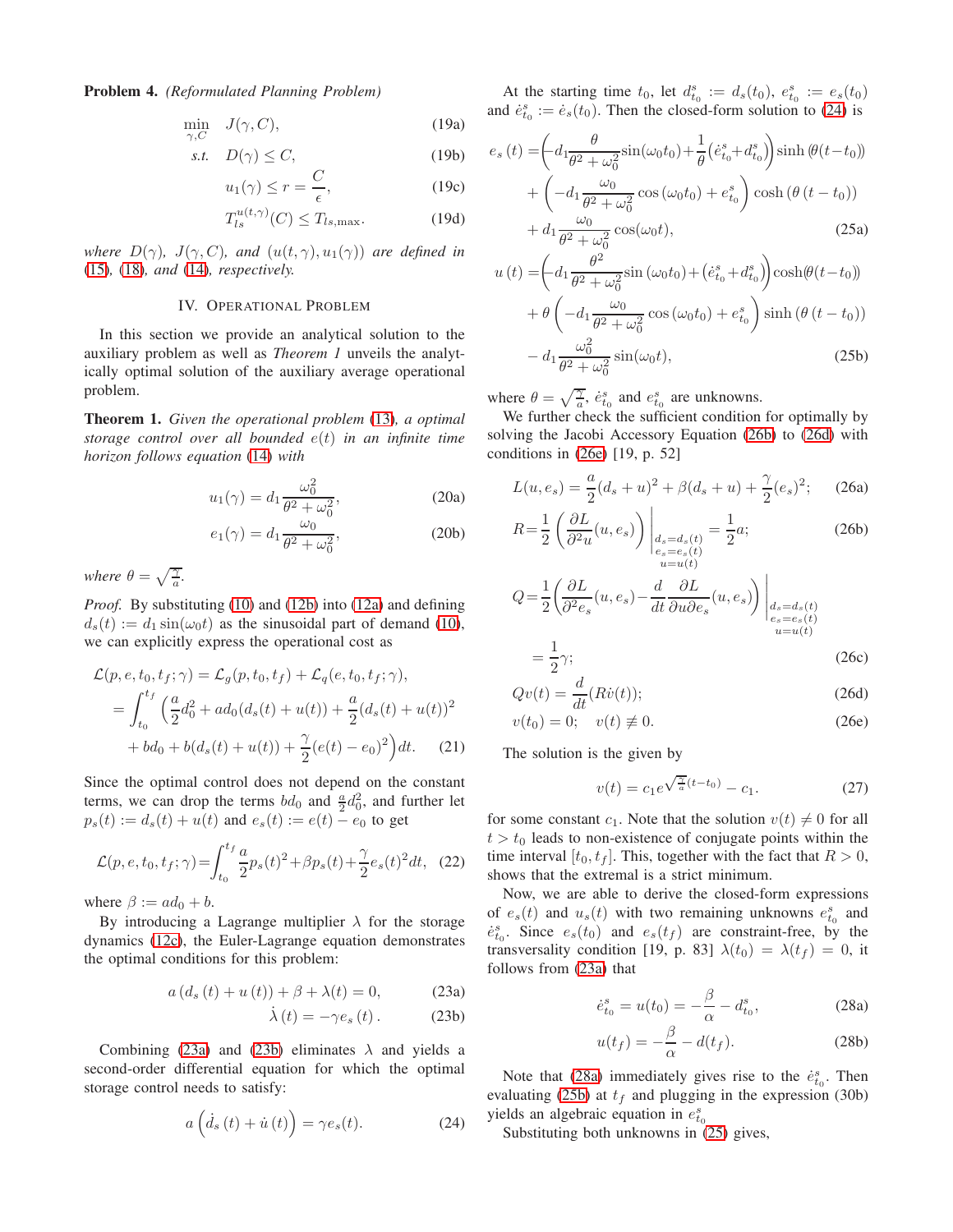**Problem 4.** *(Reformulated Planning Problem)*

$$\min_{\gamma, C} \quad J(\gamma, C), \tag{19a}$$

$$s.t. \quad D(\gamma) \leq C, \tag{19b}$$

$$u_1(\gamma) \leq r = \frac{C}{\epsilon}, \tag{19c}$$

$$T_{ls}^{u(t,\gamma)}(C) \leq T_{ls,\max}. \tag{19d}$$

*where $D(\gamma)$, $J(\gamma, C)$, and $(u(t,\gamma), u_1(\gamma))$ are defined in (15), (18), and (14), respectively.*

## IV. Operational Problem

In this section we provide an analytical solution to the auxiliary problem as well as *Theorem 1* unveils the analytically optimal solution of the auxiliary average operational problem.

**Theorem 1.** *Given the operational problem (13), a optimal storage control over all bounded $e(t)$ in an infinite time horizon follows equation (14) with*

$$u_1(\gamma) = d_1 \frac{\omega_0^2}{\theta^2 + \omega_0^2}, \tag{20a}$$

$$e_1(\gamma) = d_1 \frac{\omega_0}{\theta^2 + \omega_0^2}, \tag{20b}$$

*where $\theta = \sqrt{\frac{\gamma}{a}}$.*

*Proof.* By substituting (10) and (12b) into (12a) and defining $d_s(t) := d_1 \sin(\omega_0 t)$ as the sinusoidal part of demand (10), we can explicitly express the operational cost as

$$\begin{aligned}
\mathcal{L}(p, e, t_0, t_f; \gamma) &= \mathcal{L}_g(p, t_0, t_f) + \mathcal{L}_q(e, t_0, t_f; \gamma), \\
&= \int_{t_0}^{t_f} \Big( \frac{a}{2} d_0^2 + a d_0 (d_s(t) + u(t)) + \frac{a}{2}(d_s(t) + u(t))^2 \\
&\quad + b d_0 + b(d_s(t) + u(t)) + \frac{\gamma}{2}(e(t) - e_0)^2 \Big) dt.
\end{aligned} \tag{21}$$

Since the optimal control does not depend on the constant terms, we can drop the terms $bd_0$ and $\frac{a}{2}d_0^2$, and further let $p_s(t) := d_s(t) + u(t)$ and $e_s(t) := e(t) - e_0$ to get

$$\mathcal{L}(p, e, t_0, t_f; \gamma) = \int_{t_0}^{t_f} \frac{a}{2} p_s(t)^2 + \beta p_s(t) + \frac{\gamma}{2} e_s(t)^2 dt, \tag{22}$$

where $\beta := a d_0 + b$.

By introducing a Lagrange multiplier $\lambda$ for the storage dynamics (12c), the Euler-Lagrange equation demonstrates the optimal conditions for this problem:

$$a\left(d_s(t) + u(t)\right) + \beta + \lambda(t) = 0, \tag{23a}$$

$$\dot{\lambda}(t) = -\gamma e_s(t). \tag{23b}$$

Combining (23a) and (23b) eliminates $\lambda$ and yields a second-order differential equation for which the optimal storage control needs to satisfy:

$$a\left(\dot{d}_s(t) + \dot{u}(t)\right) = \gamma e_s(t). \tag{24}$$

At the starting time $t_0$, let $d_{t_0}^s := d_s(t_0)$, $e_{t_0}^s := e_s(t_0)$ and $\dot{e}_{t_0}^s := \dot{e}_s(t_0)$. Then the closed-form solution to (24) is

$$\begin{aligned}
e_s(t) =& \left(-d_1 \frac{\theta}{\theta^2 + \omega_0^2} \sin(\omega_0 t_0) + \frac{1}{\theta}\left(\dot{e}_{t_0}^s + d_{t_0}^s\right)\right) \sinh\left(\theta(t - t_0)\right) \\
&+ \left(-d_1 \frac{\omega_0}{\theta^2 + \omega_0^2} \cos(\omega_0 t_0) + e_{t_0}^s\right) \cosh\left(\theta(t - t_0)\right) \\
&+ d_1 \frac{\omega_0}{\theta^2 + \omega_0^2} \cos(\omega_0 t),
\end{aligned} \tag{25a}$$

$$\begin{aligned}
u(t) =& \left(-d_1 \frac{\theta^2}{\theta^2 + \omega_0^2} \sin(\omega_0 t_0) + \left(\dot{e}_{t_0}^s + d_{t_0}^s\right)\right) \cosh(\theta(t - t_0)) \\
&+ \theta \left(-d_1 \frac{\omega_0}{\theta^2 + \omega_0^2} \cos(\omega_0 t_0) + e_{t_0}^s\right) \sinh\left(\theta(t - t_0)\right) \\
&- d_1 \frac{\omega_0^2}{\theta^2 + \omega_0^2} \sin(\omega_0 t),
\end{aligned} \tag{25b}$$

where $\theta = \sqrt{\frac{\gamma}{a}}$, $\dot{e}_{t_0}^s$ and $e_{t_0}^s$ are unknowns.

We further check the sufficient condition for optimally by solving the Jacobi Accessory Equation (26b) to (26d) with conditions in (26e) [19, p. 52]

$$L(u, e_s) = \frac{a}{2}(d_s + u)^2 + \beta(d_s + u) + \frac{\gamma}{2}(e_s)^2; \tag{26a}$$

$$R = \frac{1}{2}\left(\frac{\partial L}{\partial^2 u}(u, e_s)\right)\Bigg|_{\substack{d_s = d_s(t) \\ e_s = e_s(t) \\ u = u(t)}} = \frac{1}{2} a; \tag{26b}$$

$$\begin{aligned}
Q &= \frac{1}{2}\left(\frac{\partial L}{\partial^2 e_s}(u, e_s) - \frac{d}{dt}\frac{\partial L}{\partial u \partial e_s}(u, e_s)\right)\Bigg|_{\substack{d_s = d_s(t) \\ e_s = e_s(t) \\ u = u(t)}} \\
&= \frac{1}{2}\gamma;
\end{aligned} \tag{26c}$$

$$Q v(t) = \frac{d}{dt}(R \dot{v}(t)); \tag{26d}$$

$$v(t_0) = 0; \quad v(t) \not\equiv 0. \tag{26e}$$

The solution is the given by

$$v(t) = c_1 e^{\sqrt{\frac{\gamma}{a}}(t - t_0)} - c_1. \tag{27}$$

for some constant $c_1$. Note that the solution $v(t) \neq 0$ for all $t > t_0$ leads to non-existence of conjugate points within the time interval $[t_0, t_f]$. This, together with the fact that $R > 0$, shows that the extremal is a strict minimum.

Now, we are able to derive the closed-form expressions of $e_s(t)$ and $u_s(t)$ with two remaining unknowns $e_{t_0}^s$ and $\dot{e}_{t_0}^s$. Since $e_s(t_0)$ and $e_s(t_f)$ are constraint-free, by the transversality condition [19, p. 83] $\lambda(t_0) = \lambda(t_f) = 0$, it follows from (23a) that

$$\dot{e}_{t_0}^s = u(t_0) = -\frac{\beta}{\alpha} - d_{t_0}^s, \tag{28a}$$

$$u(t_f) = -\frac{\beta}{\alpha} - d(t_f). \tag{28b}$$

Note that (28a) immediately gives rise to the $\dot{e}_{t_0}^s$. Then evaluating (25b) at $t_f$ and plugging in the expression (30b) yields an algebraic equation in $e_{t_0}^s$

Substituting both unknowns in (25) gives,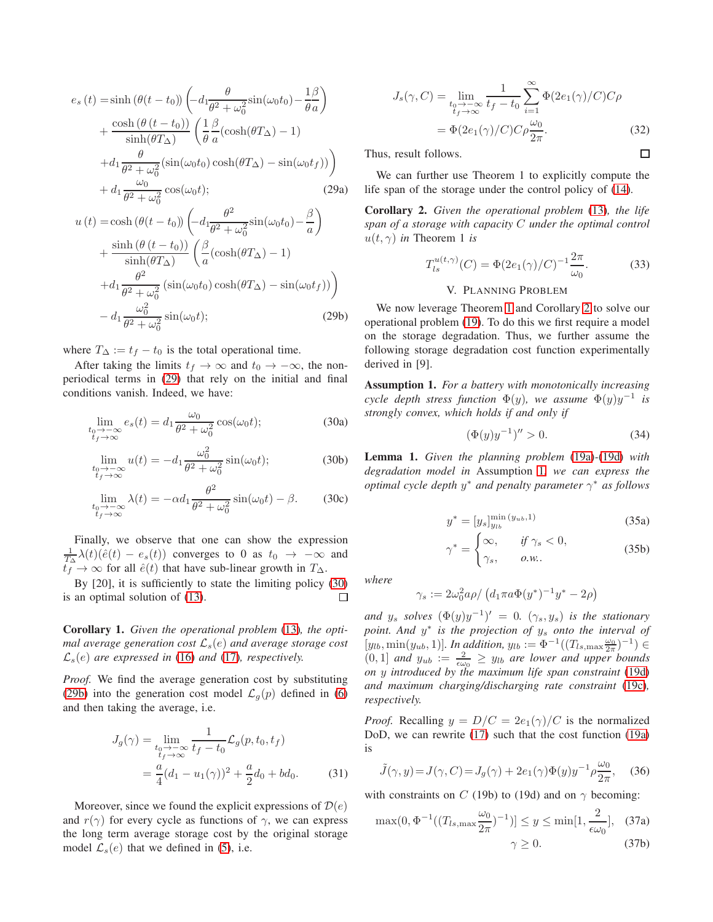$$
\begin{aligned}
e_s(t) =& \sinh\left(\theta(t-t_0)\right)\left(-d_1\frac{\theta}{\theta^2+\omega_0^2}\sin(\omega_0 t_0) - \frac{1}{\theta}\frac{\beta}{a}\right) \\
&+ \frac{\cosh\left(\theta\left(t-t_0\right)\right)}{\sinh(\theta T_\Delta)}\left(\frac{1}{\theta}\frac{\beta}{a}(\cosh(\theta T_\Delta)-1)\right. \\
&\left.+d_1\frac{\theta}{\theta^2+\omega_0^2}(\sin(\omega_0 t_0)\cosh(\theta T_\Delta) - \sin(\omega_0 t_f))\right) \\
&+ d_1\frac{\omega_0}{\theta^2+\omega_0^2}\cos(\omega_0 t);
\end{aligned} \tag{29a}
$$

$$
\begin{aligned}
u(t) =& \cosh\left(\theta(t-t_0)\right)\left(-d_1\frac{\theta^2}{\theta^2+\omega_0^2}\sin(\omega_0 t_0) - \frac{\beta}{a}\right) \\
&+ \frac{\sinh\left(\theta\left(t-t_0\right)\right)}{\sinh(\theta T_\Delta)}\left(\frac{\beta}{a}(\cosh(\theta T_\Delta)-1)\right. \\
&\left.+d_1\frac{\theta^2}{\theta^2+\omega_0^2}\left(\sin(\omega_0 t_0)\cosh(\theta T_\Delta) - \sin(\omega_0 t_f)\right)\right) \\
&- d_1\frac{\omega_0^2}{\theta^2+\omega_0^2}\sin(\omega_0 t);
\end{aligned} \tag{29b}
$$

where $T_\Delta := t_f - t_0$ is the total operational time.

After taking the limits $t_f \to \infty$ and $t_0 \to -\infty$, the non-periodical terms in (29) that rely on the initial and final conditions vanish. Indeed, we have:

$$
\lim_{\substack{t_0\to-\infty \\ t_f\to\infty}} e_s(t) = d_1\frac{\omega_0}{\theta^2+\omega_0^2}\cos(\omega_0 t); \tag{30a}
$$

$$
\lim_{\substack{t_0\to-\infty \\ t_f\to\infty}} u(t) = -d_1\frac{\omega_0^2}{\theta^2+\omega_0^2}\sin(\omega_0 t); \tag{30b}
$$

$$
\lim_{\substack{t_0\to-\infty \\ t_f\to\infty}} \lambda(t) = -\alpha d_1\frac{\theta^2}{\theta^2+\omega_0^2}\sin(\omega_0 t) - \beta. \tag{30c}
$$

Finally, we observe that one can show the expression $\frac{1}{T_\Delta}\lambda(t)(\hat{e}(t) - e_s(t))$ converges to 0 as $t_0 \to -\infty$ and $t_f \to \infty$ for all $\hat{e}(t)$ that have sub-linear growth in $T_\Delta$.

By [20], it is sufficiently to state the limiting policy (30) is an optimal solution of (13). □

**Corollary 1.** *Given the operational problem (13), the optimal average generation cost $\mathcal{L}_s(e)$ and average storage cost $\mathcal{L}_s(e)$ are expressed in (16) and (17), respectively.*

*Proof.* We find the average generation cost by substituting (29b) into the generation cost model $\mathcal{L}_g(p)$ defined in (6) and then taking the average, i.e.

$$
\begin{aligned}
J_g(\gamma) &= \lim_{\substack{t_0\to-\infty \\ t_f\to\infty}} \frac{1}{t_f - t_0}\mathcal{L}_g(p, t_0, t_f) \\
&= \frac{a}{4}(d_1 - u_1(\gamma))^2 + \frac{a}{2}d_0 + bd_0.
\end{aligned} \tag{31}
$$

Moreover, since we found the explicit expressions of $\mathcal{D}(e)$ and $r(\gamma)$ for every cycle as functions of $\gamma$, we can express the long term average storage cost by the original storage model $\mathcal{L}_s(e)$ that we defined in (5), i.e.

$$
\begin{aligned}
J_s(\gamma, C) &= \lim_{\substack{t_0\to-\infty \\ t_f\to\infty}} \frac{1}{t_f - t_0}\sum_{i=1}^{\infty}\Phi(2e_1(\gamma)/C)C\rho \\
&= \Phi(2e_1(\gamma)/C)C\rho\frac{\omega_0}{2\pi}.
\end{aligned} \tag{32}
$$

Thus, result follows. □

We can further use Theorem 1 to explicitly compute the life span of the storage under the control policy of (14).

**Corollary 2.** *Given the operational problem (13), the life span of a storage with capacity $C$ under the optimal control $u(t, \gamma)$ in* Theorem 1 *is*

$$
T_{ls}^{u(t,\gamma)}(C) = \Phi(2e_1(\gamma)/C)^{-1}\frac{2\pi}{\omega_0}. \tag{33}
$$

## V. Planning Problem

We now leverage Theorem 1 and Corollary 2 to solve our operational problem (19). To do this we first require a model on the storage degradation. Thus, we further assume the following storage degradation cost function experimentally derived in [9].

**Assumption 1.** *For a battery with monotonically increasing cycle depth stress function $\Phi(y)$, we assume $\Phi(y)y^{-1}$ is strongly convex, which holds if and only if*

$$
(\Phi(y)y^{-1})'' > 0. \tag{34}
$$

**Lemma 1.** *Given the planning problem (19a)-(19d) with degradation model in* Assumption 1*, we can express the optimal cycle depth $y^*$ and penalty parameter $\gamma^*$ as follows*

$$
y^* = [y_s]_{y_{lb}}^{\min(y_{ub}, 1)} \tag{35a}
$$

$$
\gamma^* = \begin{cases} \infty, & \text{if } \gamma_s < 0, \\ \gamma_s, & \text{o.w.} \end{cases} \tag{35b}
$$

*where*

$$
\gamma_s := 2\omega_0^2 a\rho / \left(d_1\pi a\Phi(y^*)^{-1}y^* - 2\rho\right)
$$

*and $y_s$ solves $(\Phi(y)y^{-1})' = 0$. $(\gamma_s, y_s)$ is the stationary point. And $y^*$ is the projection of $y_s$ onto the interval of $[y_{lb}, \min(y_{ub}, 1)]$. In addition, $y_{lb} := \Phi^{-1}((T_{ls,\max}\frac{\omega_0}{2\pi})^{-1}) \in (0, 1]$ and $y_{ub} := \frac{2}{\epsilon\omega_0} \geq y_{lb}$ are lower and upper bounds on $y$ introduced by the maximum life span constraint (19d) and maximum charging/discharging rate constraint (19c), respectively.*

*Proof.* Recalling $y = D/C = 2e_1(\gamma)/C$ is the normalized DoD, we can rewrite (17) such that the cost function (19a) is

$$
\tilde{J}(\gamma, y) = J(\gamma, C) = J_g(\gamma) + 2e_1(\gamma)\Phi(y)y^{-1}\rho\frac{\omega_0}{2\pi}, \tag{36}
$$

with constraints on $C$ (19b) to (19d) and on $\gamma$ becoming:

$$
\max(0, \Phi^{-1}((T_{ls,\max}\frac{\omega_0}{2\pi})^{-1})] \leq y \leq \min[1, \frac{2}{\epsilon\omega_0}], \tag{37a}
$$

$$
\gamma \geq 0. \tag{37b}
$$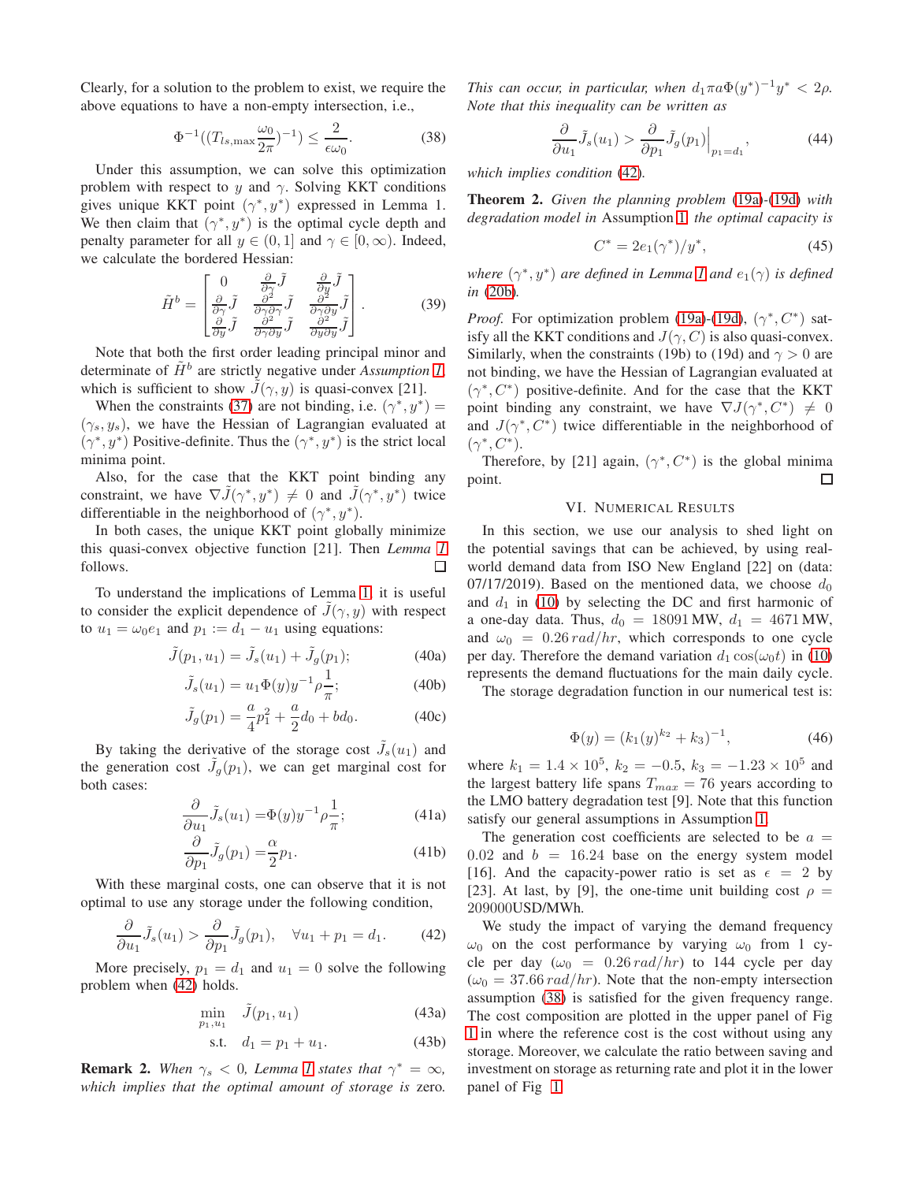Clearly, for a solution to the problem to exist, we require the above equations to have a non-empty intersection, i.e.,

$$\Phi^{-1}((T_{ls,\max}\frac{\omega_0}{2\pi})^{-1}) \leq \frac{2}{\epsilon\omega_0}. \tag{38}$$

Under this assumption, we can solve this optimization problem with respect to $y$ and $\gamma$. Solving KKT conditions gives unique KKT point $(\gamma^*, y^*)$ expressed in Lemma 1. We then claim that $(\gamma^*, y^*)$ is the optimal cycle depth and penalty parameter for all $y \in (0, 1]$ and $\gamma \in [0, \infty)$. Indeed, we calculate the bordered Hessian:

$$\tilde{H}^b = \begin{bmatrix} 0 & \frac{\partial}{\partial\gamma}\tilde{J} & \frac{\partial}{\partial y}\tilde{J} \\ \frac{\partial}{\partial\gamma}\tilde{J} & \frac{\partial^2}{\partial\gamma\partial\gamma}\tilde{J} & \frac{\partial^2}{\partial\gamma\partial y}\tilde{J} \\ \frac{\partial}{\partial y}\tilde{J} & \frac{\partial^2}{\partial\gamma\partial y}\tilde{J} & \frac{\partial^2}{\partial y\partial y}\tilde{J} \end{bmatrix}. \tag{39}$$

Note that both the first order leading principal minor and determinate of $\tilde{H}^b$ are strictly negative under *Assumption 1*, which is sufficient to show $\tilde{J}(\gamma, y)$ is quasi-convex [21].

When the constraints (37) are not binding, i.e. $(\gamma^*, y^*) = (\gamma_s, y_s)$, we have the Hessian of Lagrangian evaluated at $(\gamma^*, y^*)$ Positive-definite. Thus the $(\gamma^*, y^*)$ is the strict local minima point.

Also, for the case that the KKT point binding any constraint, we have $\nabla\tilde{J}(\gamma^*, y^*) \neq 0$ and $\tilde{J}(\gamma^*, y^*)$ twice differentiable in the neighborhood of $(\gamma^*, y^*)$.

In both cases, the unique KKT point globally minimize this quasi-convex objective function [21]. Then *Lemma 1* follows. ☐

To understand the implications of Lemma 1, it is useful to consider the explicit dependence of $\tilde{J}(\gamma, y)$ with respect to $u_1 = \omega_0 e_1$ and $p_1 := d_1 - u_1$ using equations:

$$\tilde{J}(p_1, u_1) = \tilde{J}_s(u_1) + \tilde{J}_g(p_1); \tag{40a}$$

$$\tilde{J}_s(u_1) = u_1\Phi(y)y^{-1}\rho\frac{1}{\pi}; \tag{40b}$$

$$\tilde{J}_g(p_1) = \frac{a}{4}p_1^2 + \frac{a}{2}d_0 + bd_0. \tag{40c}$$

By taking the derivative of the storage cost $\tilde{J}_s(u_1)$ and the generation cost $\tilde{J}_g(p_1)$, we can get marginal cost for both cases:

$$\frac{\partial}{\partial u_1}\tilde{J}_s(u_1) = \Phi(y)y^{-1}\rho\frac{1}{\pi}; \tag{41a}$$

$$\frac{\partial}{\partial p_1}\tilde{J}_g(p_1) = \frac{\alpha}{2}p_1. \tag{41b}$$

With these marginal costs, one can observe that it is not optimal to use any storage under the following condition,

$$\frac{\partial}{\partial u_1}\tilde{J}_s(u_1) > \frac{\partial}{\partial p_1}\tilde{J}_g(p_1), \quad \forall u_1 + p_1 = d_1. \tag{42}$$

More precisely, $p_1 = d_1$ and $u_1 = 0$ solve the following problem when (42) holds.

$$\min_{p_1, u_1} \quad \tilde{J}(p_1, u_1) \tag{43a}$$

$$\text{s.t.} \quad d_1 = p_1 + u_1. \tag{43b}$$

**Remark 2.** *When $\gamma_s < 0$, Lemma 1 states that $\gamma^* = \infty$, which implies that the optimal amount of storage is zero. This can occur, in particular, when $d_1\pi a\Phi(y^*)^{-1}y^* < 2\rho$. Note that this inequality can be written as*

$$\frac{\partial}{\partial u_1}\tilde{J}_s(u_1) > \frac{\partial}{\partial p_1}\tilde{J}_g(p_1)\Big|_{p_1 = d_1}, \tag{44}$$

*which implies condition (42).*

**Theorem 2.** *Given the planning problem (19a)-(19d) with degradation model in* Assumption 1*, the optimal capacity is*

$$C^* = 2e_1(\gamma^*)/y^*, \tag{45}$$

*where $(\gamma^*, y^*)$ are defined in Lemma 1 and $e_1(\gamma)$ is defined in (20b).*

*Proof.* For optimization problem (19a)-(19d), $(\gamma^*, C^*)$ satisfy all the KKT conditions and $J(\gamma, C)$ is also quasi-convex. Similarly, when the constraints (19b) to (19d) and $\gamma > 0$ are not binding, we have the Hessian of Lagrangian evaluated at $(\gamma^*, C^*)$ positive-definite. And for the case that the KKT point binding any constraint, we have $\nabla J(\gamma^*, C^*) \neq 0$ and $J(\gamma^*, C^*)$ twice differentiable in the neighborhood of $(\gamma^*, C^*)$.

Therefore, by [21] again, $(\gamma^*, C^*)$ is the global minima point. ☐

## VI. Numerical Results

In this section, we use our analysis to shed light on the potential savings that can be achieved, by using real-world demand data from ISO New England [22] on (data: 07/17/2019). Based on the mentioned data, we choose $d_0$ and $d_1$ in (10) by selecting the DC and first harmonic of a one-day data. Thus, $d_0 = 18091\,\text{MW}$, $d_1 = 4671\,\text{MW}$, and $\omega_0 = 0.26\,rad/hr$, which corresponds to one cycle per day. Therefore the demand variation $d_1\cos(\omega_0 t)$ in (10) represents the demand fluctuations for the main daily cycle.

The storage degradation function in our numerical test is:

$$\Phi(y) = (k_1(y)^{k_2} + k_3)^{-1}, \tag{46}$$

where $k_1 = 1.4 \times 10^5$, $k_2 = -0.5$, $k_3 = -1.23 \times 10^5$ and the largest battery life spans $T_{max} = 76$ years according to the LMO battery degradation test [9]. Note that this function satisfy our general assumptions in Assumption 1.

The generation cost coefficients are selected to be $a = 0.02$ and $b = 16.24$ base on the energy system model [16]. And the capacity-power ratio is set as $\epsilon = 2$ by [23]. At last, by [9], the one-time unit building cost $\rho = 209000\text{USD/MWh}$.

We study the impact of varying the demand frequency $\omega_0$ on the cost performance by varying $\omega_0$ from 1 cycle per day ($\omega_0 = 0.26\,rad/hr$) to 144 cycle per day ($\omega_0 = 37.66\,rad/hr$). Note that the non-empty intersection assumption (38) is satisfied for the given frequency range. The cost composition are plotted in the upper panel of Fig 1 in where the reference cost is the cost without using any storage. Moreover, we calculate the ratio between saving and investment on storage as returning rate and plot it in the lower panel of Fig 1.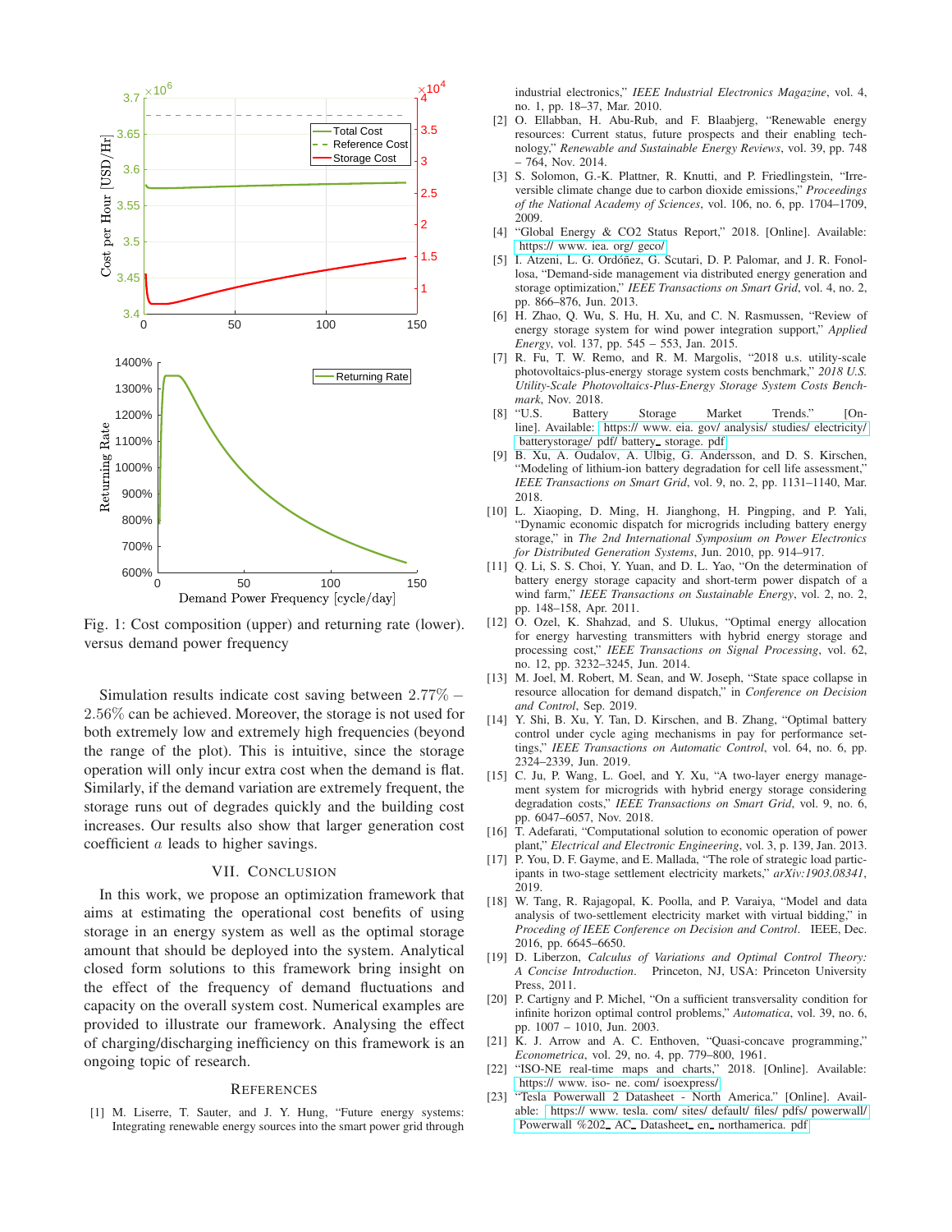$\times 10^6$

3.7

3.65

3.6

3.55

3.5

3.45

3.4

Cost per Hour [USD/Hr]

$\times 10^4$

4

3.5

3

2.5

2

1.5

1

Total Cost

Reference Cost

Storage Cost

0 50 100 150

1400%

1300%

1200%

1100%

1000%

900%

800%

700%

600%

Returning Rate

Returning Rate

0 50 100 150

Demand Power Frequency [cycle/day]

Fig. 1: Cost composition (upper) and returning rate (lower). versus demand power frequency

Simulation results indicate cost saving between $2.77\% - 2.56\%$ can be achieved. Moreover, the storage is not used for both extremely low and extremely high frequencies (beyond the range of the plot). This is intuitive, since the storage operation will only incur extra cost when the demand is flat. Similarly, if the demand variation are extremely frequent, the storage runs out of degrades quickly and the building cost increases. Our results also show that larger generation cost coefficient $a$ leads to higher savings.

## VII. Conclusion

In this work, we propose an optimization framework that aims at estimating the operational cost benefits of using storage in an energy system as well as the optimal storage amount that should be deployed into the system. Analytical closed form solutions to this framework bring insight on the effect of the frequency of demand fluctuations and capacity on the overall system cost. Numerical examples are provided to illustrate our framework. Analysing the effect of charging/discharging inefficiency on this framework is an ongoing topic of research.

## References

[1] M. Liserre, T. Sauter, and J. Y. Hung, "Future energy systems: Integrating renewable energy sources into the smart power grid through industrial electronics," *IEEE Industrial Electronics Magazine*, vol. 4, no. 1, pp. 18–37, Mar. 2010.

[2] O. Ellabban, H. Abu-Rub, and F. Blaabjerg, "Renewable energy resources: Current status, future prospects and their enabling technology," *Renewable and Sustainable Energy Reviews*, vol. 39, pp. 748 – 764, Nov. 2014.

[3] S. Solomon, G.-K. Plattner, R. Knutti, and P. Friedlingstein, "Irreversible climate change due to carbon dioxide emissions," *Proceedings of the National Academy of Sciences*, vol. 106, no. 6, pp. 1704–1709, 2009.

[4] "Global Energy & CO2 Status Report," 2018. [Online]. Available: https:// www. iea. org/ geco/

[5] I. Atzeni, L. G. Ordóñez, G. Scutari, D. P. Palomar, and J. R. Fonollosa, "Demand-side management via distributed energy generation and storage optimization," *IEEE Transactions on Smart Grid*, vol. 4, no. 2, pp. 866–876, Jun. 2013.

[6] H. Zhao, Q. Wu, S. Hu, H. Xu, and C. N. Rasmussen, "Review of energy storage system for wind power integration support," *Applied Energy*, vol. 137, pp. 545 – 553, Jan. 2015.

[7] R. Fu, T. W. Remo, and R. M. Margolis, "2018 u.s. utility-scale photovoltaics-plus-energy storage system costs benchmark," *2018 U.S. Utility-Scale Photovoltaics-Plus-Energy Storage System Costs Benchmark*, Nov. 2018.

[8] "U.S. Battery Storage Market Trends." [Online]. Available: https:// www. eia. gov/ analysis/ studies/ electricity/ batterystorage/ pdf/ battery_ storage. pdf

[9] B. Xu, A. Oudalov, A. Ulbig, G. Andersson, and D. S. Kirschen, "Modeling of lithium-ion battery degradation for cell life assessment," *IEEE Transactions on Smart Grid*, vol. 9, no. 2, pp. 1131–1140, Mar. 2018.

[10] L. Xiaoping, D. Ming, H. Jianghong, H. Pingping, and P. Yali, "Dynamic economic dispatch for microgrids including battery energy storage," in *The 2nd International Symposium on Power Electronics for Distributed Generation Systems*, Jun. 2010, pp. 914–917.

[11] Q. Li, S. S. Choi, Y. Yuan, and D. L. Yao, "On the determination of battery energy storage capacity and short-term power dispatch of a wind farm," *IEEE Transactions on Sustainable Energy*, vol. 2, no. 2, pp. 148–158, Apr. 2011.

[12] O. Ozel, K. Shahzad, and S. Ulukus, "Optimal energy allocation for energy harvesting transmitters with hybrid energy storage and processing cost," *IEEE Transactions on Signal Processing*, vol. 62, no. 12, pp. 3232–3245, Jun. 2014.

[13] M. Joel, M. Robert, M. Sean, and W. Joseph, "State space collapse in resource allocation for demand dispatch," in *Conference on Decision and Control*, Sep. 2019.

[14] Y. Shi, B. Xu, Y. Tan, D. Kirschen, and B. Zhang, "Optimal battery control under cycle aging mechanisms in pay for performance settings," *IEEE Transactions on Automatic Control*, vol. 64, no. 6, pp. 2324–2339, Jun. 2019.

[15] C. Ju, P. Wang, L. Goel, and Y. Xu, "A two-layer energy management system for microgrids with hybrid energy storage considering degradation costs," *IEEE Transactions on Smart Grid*, vol. 9, no. 6, pp. 6047–6057, Nov. 2018.

[16] T. Adefarati, "Computational solution to economic operation of power plant," *Electrical and Electronic Engineering*, vol. 3, p. 139, Jan. 2013.

[17] P. You, D. F. Gayme, and E. Mallada, "The role of strategic load participants in two-stage settlement electricity markets," *arXiv:1903.08341*, 2019.

[18] W. Tang, R. Rajagopal, K. Poolla, and P. Varaiya, "Model and data analysis of two-settlement electricity market with virtual bidding," in *Proceding of IEEE Conference on Decision and Control*. IEEE, Dec. 2016, pp. 6645–6650.

[19] D. Liberzon, *Calculus of Variations and Optimal Control Theory: A Concise Introduction*. Princeton, NJ, USA: Princeton University Press, 2011.

[20] P. Cartigny and P. Michel, "On a sufficient transversality condition for infinite horizon optimal control problems," *Automatica*, vol. 39, no. 6, pp. 1007 – 1010, Jun. 2003.

[21] K. J. Arrow and A. C. Enthoven, "Quasi-concave programming," *Econometrica*, vol. 29, no. 4, pp. 779–800, 1961.

[22] "ISO-NE real-time maps and charts," 2018. [Online]. Available: https:// www. iso- ne. com/ isoexpress/

[23] "Tesla Powerwall 2 Datasheet - North America." [Online]. Available: https:// www. tesla. com/ sites/ default/ files/ pdfs/ powerwall/ Powerwall %202_ AC_ Datasheet_ en_ northamerica. pdf